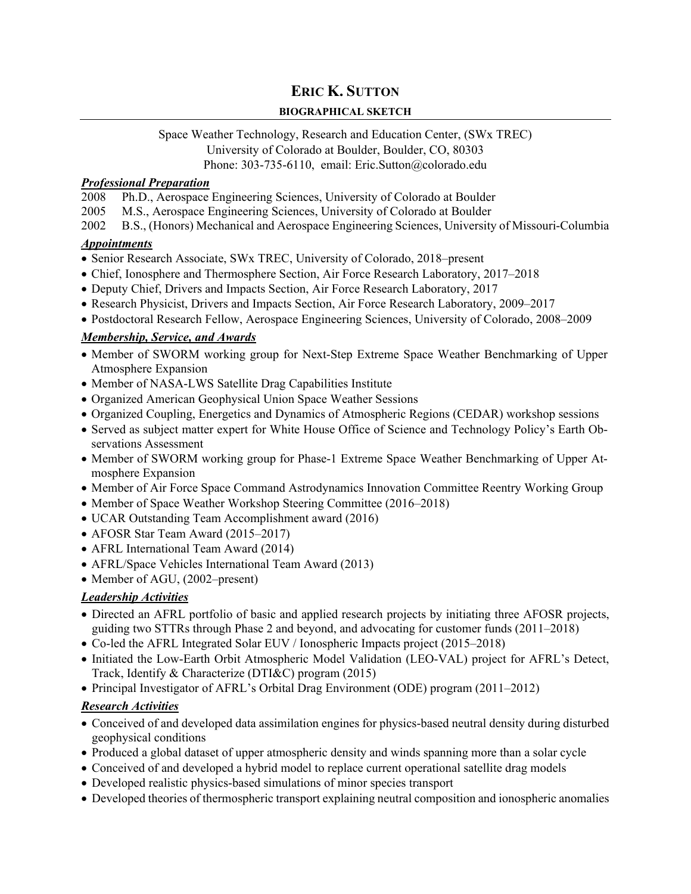# ERIC K. SUTTON

**BIOGRAPHICAL SKETCH**

Space Weather Technology, Research and Education Center, (SWx TREC)
University of Colorado at Boulder, Boulder, CO, 80303
Phone: 303-735-6110, email: Eric.Sutton@colorado.edu

### ***Professional Preparation***

2008 Ph.D., Aerospace Engineering Sciences, University of Colorado at Boulder
2005 M.S., Aerospace Engineering Sciences, University of Colorado at Boulder
2002 B.S., (Honors) Mechanical and Aerospace Engineering Sciences, University of Missouri-Columbia

### ***Appointments***

- Senior Research Associate, SWx TREC, University of Colorado, 2018–present
- Chief, Ionosphere and Thermosphere Section, Air Force Research Laboratory, 2017–2018
- Deputy Chief, Drivers and Impacts Section, Air Force Research Laboratory, 2017
- Research Physicist, Drivers and Impacts Section, Air Force Research Laboratory, 2009–2017
- Postdoctoral Research Fellow, Aerospace Engineering Sciences, University of Colorado, 2008–2009

### ***Membership, Service, and Awards***

- Member of SWORM working group for Next-Step Extreme Space Weather Benchmarking of Upper Atmosphere Expansion
- Member of NASA-LWS Satellite Drag Capabilities Institute
- Organized American Geophysical Union Space Weather Sessions
- Organized Coupling, Energetics and Dynamics of Atmospheric Regions (CEDAR) workshop sessions
- Served as subject matter expert for White House Office of Science and Technology Policy's Earth Observations Assessment
- Member of SWORM working group for Phase-1 Extreme Space Weather Benchmarking of Upper Atmosphere Expansion
- Member of Air Force Space Command Astrodynamics Innovation Committee Reentry Working Group
- Member of Space Weather Workshop Steering Committee (2016–2018)
- UCAR Outstanding Team Accomplishment award (2016)
- AFOSR Star Team Award (2015–2017)
- AFRL International Team Award (2014)
- AFRL/Space Vehicles International Team Award (2013)
- Member of AGU, (2002–present)

### ***Leadership Activities***

- Directed an AFRL portfolio of basic and applied research projects by initiating three AFOSR projects, guiding two STTRs through Phase 2 and beyond, and advocating for customer funds (2011–2018)
- Co-led the AFRL Integrated Solar EUV / Ionospheric Impacts project (2015–2018)
- Initiated the Low-Earth Orbit Atmospheric Model Validation (LEO-VAL) project for AFRL's Detect, Track, Identify & Characterize (DTI&C) program (2015)
- Principal Investigator of AFRL's Orbital Drag Environment (ODE) program (2011–2012)

### ***Research Activities***

- Conceived of and developed data assimilation engines for physics-based neutral density during disturbed geophysical conditions
- Produced a global dataset of upper atmospheric density and winds spanning more than a solar cycle
- Conceived of and developed a hybrid model to replace current operational satellite drag models
- Developed realistic physics-based simulations of minor species transport
- Developed theories of thermospheric transport explaining neutral composition and ionospheric anomalies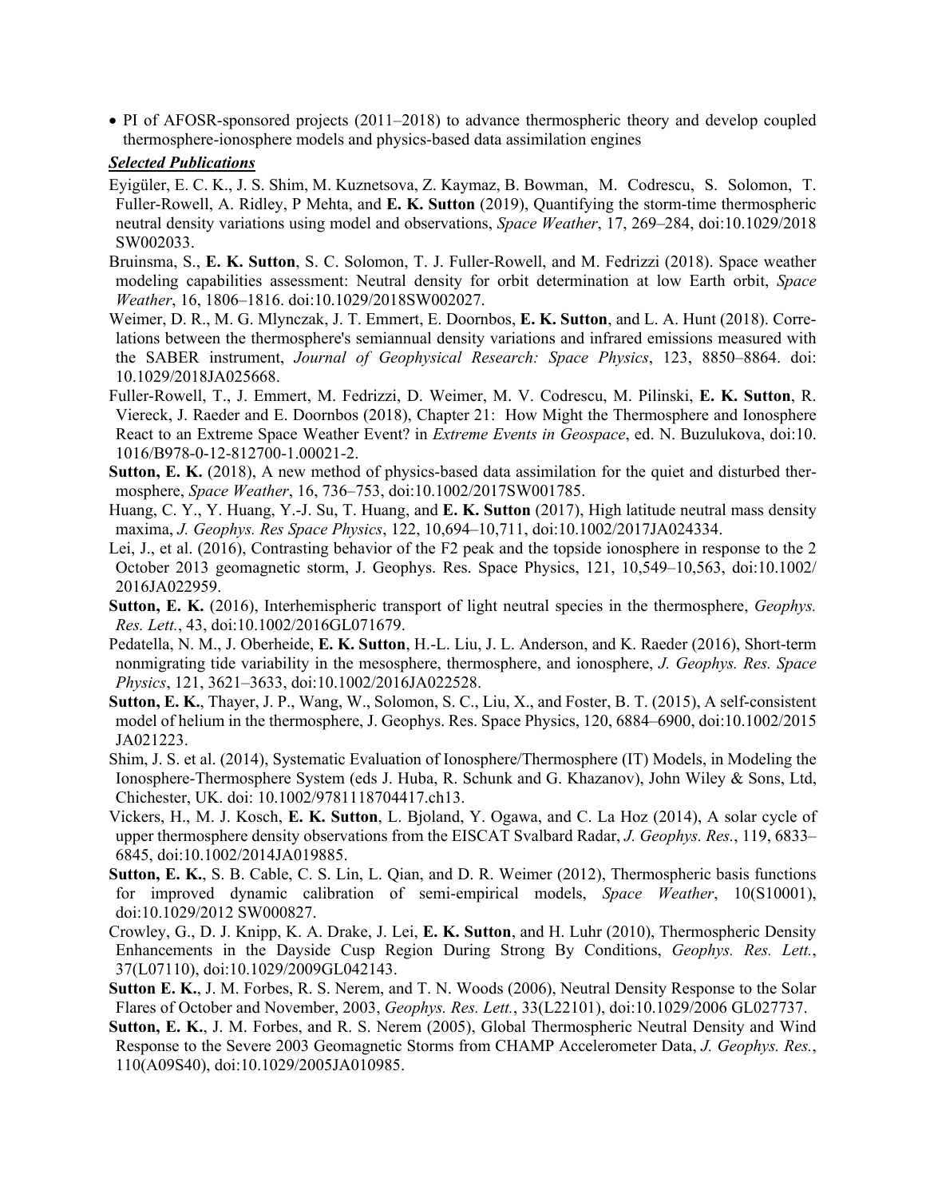- PI of AFOSR-sponsored projects (2011–2018) to advance thermospheric theory and develop coupled thermosphere-ionosphere models and physics-based data assimilation engines

***Selected Publications***

Eyigüler, E. C. K., J. S. Shim, M. Kuznetsova, Z. Kaymaz, B. Bowman, M. Codrescu, S. Solomon, T. Fuller-Rowell, A. Ridley, P Mehta, and **E. K. Sutton** (2019), Quantifying the storm-time thermospheric neutral density variations using model and observations, *Space Weather*, 17, 269–284, doi:10.1029/2018 SW002033.

Bruinsma, S., **E. K. Sutton**, S. C. Solomon, T. J. Fuller-Rowell, and M. Fedrizzi (2018). Space weather modeling capabilities assessment: Neutral density for orbit determination at low Earth orbit, *Space Weather*, 16, 1806–1816. doi:10.1029/2018SW002027.

Weimer, D. R., M. G. Mlynczak, J. T. Emmert, E. Doornbos, **E. K. Sutton**, and L. A. Hunt (2018). Correlations between the thermosphere's semiannual density variations and infrared emissions measured with the SABER instrument, *Journal of Geophysical Research: Space Physics*, 123, 8850–8864. doi: 10.1029/2018JA025668.

Fuller-Rowell, T., J. Emmert, M. Fedrizzi, D. Weimer, M. V. Codrescu, M. Pilinski, **E. K. Sutton**, R. Viereck, J. Raeder and E. Doornbos (2018), Chapter 21: How Might the Thermosphere and Ionosphere React to an Extreme Space Weather Event? in *Extreme Events in Geospace*, ed. N. Buzulukova, doi:10. 1016/B978-0-12-812700-1.00021-2.

**Sutton, E. K.** (2018), A new method of physics-based data assimilation for the quiet and disturbed thermosphere, *Space Weather*, 16, 736–753, doi:10.1002/2017SW001785.

Huang, C. Y., Y. Huang, Y.-J. Su, T. Huang, and **E. K. Sutton** (2017), High latitude neutral mass density maxima, *J. Geophys. Res Space Physics*, 122, 10,694–10,711, doi:10.1002/2017JA024334.

Lei, J., et al. (2016), Contrasting behavior of the F2 peak and the topside ionosphere in response to the 2 October 2013 geomagnetic storm, J. Geophys. Res. Space Physics, 121, 10,549–10,563, doi:10.1002/ 2016JA022959.

**Sutton, E. K.** (2016), Interhemispheric transport of light neutral species in the thermosphere, *Geophys. Res. Lett.*, 43, doi:10.1002/2016GL071679.

Pedatella, N. M., J. Oberheide, **E. K. Sutton**, H.-L. Liu, J. L. Anderson, and K. Raeder (2016), Short-term nonmigrating tide variability in the mesosphere, thermosphere, and ionosphere, *J. Geophys. Res. Space Physics*, 121, 3621–3633, doi:10.1002/2016JA022528.

**Sutton, E. K.**, Thayer, J. P., Wang, W., Solomon, S. C., Liu, X., and Foster, B. T. (2015), A self-consistent model of helium in the thermosphere, J. Geophys. Res. Space Physics, 120, 6884–6900, doi:10.1002/2015 JA021223.

Shim, J. S. et al. (2014), Systematic Evaluation of Ionosphere/Thermosphere (IT) Models, in Modeling the Ionosphere-Thermosphere System (eds J. Huba, R. Schunk and G. Khazanov), John Wiley & Sons, Ltd, Chichester, UK. doi: 10.1002/9781118704417.ch13.

Vickers, H., M. J. Kosch, **E. K. Sutton**, L. Bjoland, Y. Ogawa, and C. La Hoz (2014), A solar cycle of upper thermosphere density observations from the EISCAT Svalbard Radar, *J. Geophys. Res.*, 119, 6833–6845, doi:10.1002/2014JA019885.

**Sutton, E. K.**, S. B. Cable, C. S. Lin, L. Qian, and D. R. Weimer (2012), Thermospheric basis functions for improved dynamic calibration of semi-empirical models, *Space Weather*, 10(S10001), doi:10.1029/2012 SW000827.

Crowley, G., D. J. Knipp, K. A. Drake, J. Lei, **E. K. Sutton**, and H. Luhr (2010), Thermospheric Density Enhancements in the Dayside Cusp Region During Strong By Conditions, *Geophys. Res. Lett.*, 37(L07110), doi:10.1029/2009GL042143.

**Sutton E. K.**, J. M. Forbes, R. S. Nerem, and T. N. Woods (2006), Neutral Density Response to the Solar Flares of October and November, 2003, *Geophys. Res. Lett.*, 33(L22101), doi:10.1029/2006 GL027737.

**Sutton, E. K.**, J. M. Forbes, and R. S. Nerem (2005), Global Thermospheric Neutral Density and Wind Response to the Severe 2003 Geomagnetic Storms from CHAMP Accelerometer Data, *J. Geophys. Res.*, 110(A09S40), doi:10.1029/2005JA010985.